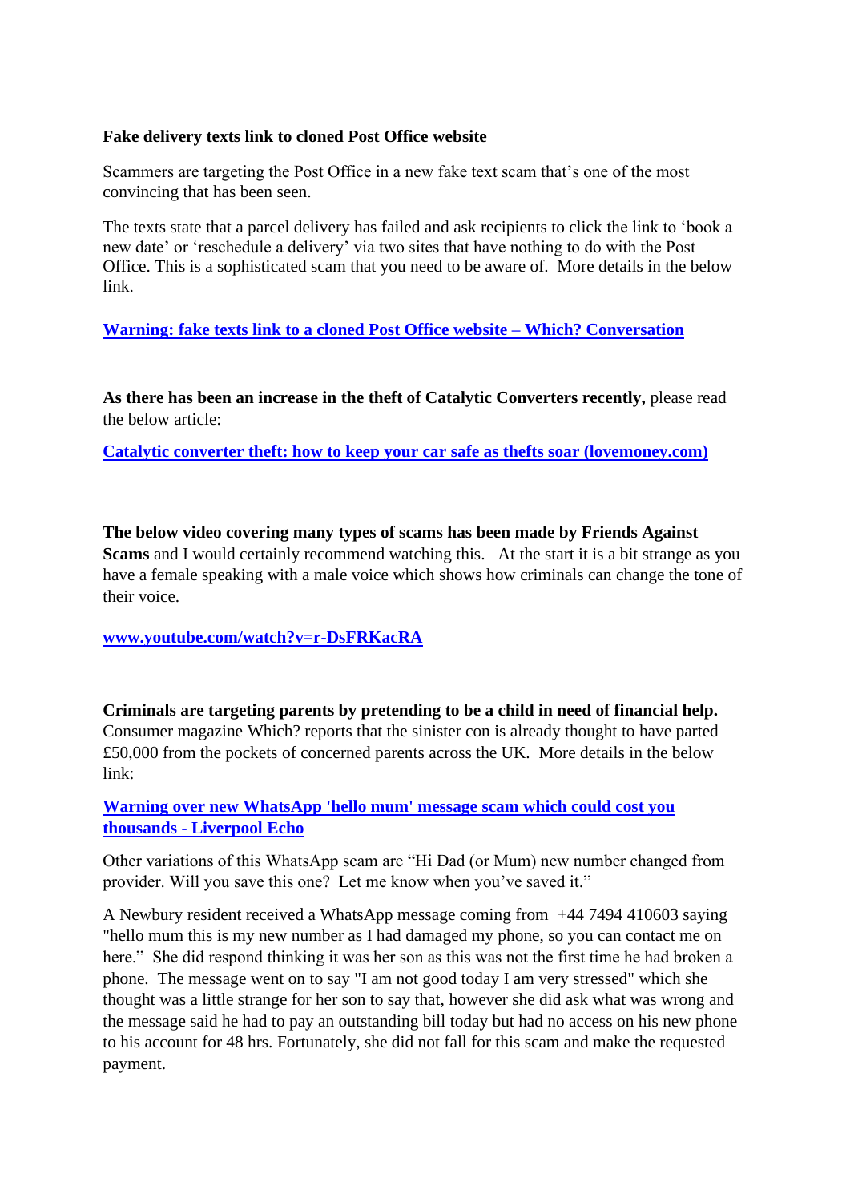**Fake delivery texts link to cloned Post Office website**

Scammers are targeting the Post Office in a new fake text scam that's one of the most convincing that has been seen.

The texts state that a parcel delivery has failed and ask recipients to click the link to 'book a new date' or 'reschedule a delivery' via two sites that have nothing to do with the Post Office. This is a sophisticated scam that you need to be aware of. More details in the below link.

**Warning: fake texts link to a cloned Post Office website – Which? Conversation**

**As there has been an increase in the theft of Catalytic Converters recently,** please read the below article:

**Catalytic converter theft: how to keep your car safe as thefts soar (lovemoney.com)**

**The below video covering many types of scams has been made by Friends Against Scams** and I would certainly recommend watching this. At the start it is a bit strange as you have a female speaking with a male voice which shows how criminals can change the tone of their voice.

**www.youtube.com/watch?v=r-DsFRKacRA**

**Criminals are targeting parents by pretending to be a child in need of financial help.** Consumer magazine Which? reports that the sinister con is already thought to have parted £50,000 from the pockets of concerned parents across the UK. More details in the below link:

**Warning over new WhatsApp 'hello mum' message scam which could cost you thousands - Liverpool Echo**

Other variations of this WhatsApp scam are "Hi Dad (or Mum) new number changed from provider. Will you save this one? Let me know when you've saved it."

A Newbury resident received a WhatsApp message coming from +44 7494 410603 saying "hello mum this is my new number as I had damaged my phone, so you can contact me on here." She did respond thinking it was her son as this was not the first time he had broken a phone. The message went on to say "I am not good today I am very stressed" which she thought was a little strange for her son to say that, however she did ask what was wrong and the message said he had to pay an outstanding bill today but had no access on his new phone to his account for 48 hrs. Fortunately, she did not fall for this scam and make the requested payment.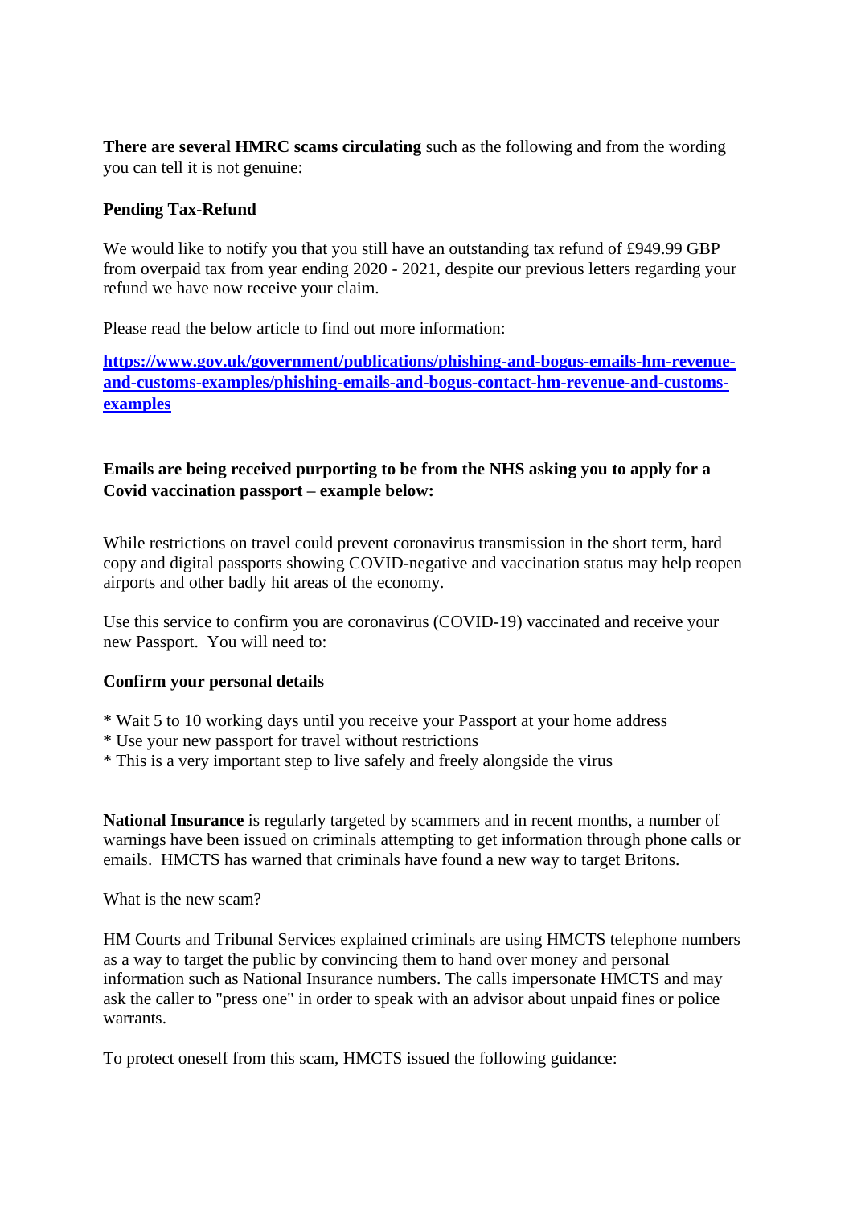**There are several HMRC scams circulating** such as the following and from the wording you can tell it is not genuine:

**Pending Tax-Refund**

We would like to notify you that you still have an outstanding tax refund of £949.99 GBP from overpaid tax from year ending 2020 - 2021, despite our previous letters regarding your refund we have now receive your claim.

Please read the below article to find out more information:

**[https://www.gov.uk/government/publications/phishing-and-bogus-emails-hm-revenue-and-customs-examples/phishing-emails-and-bogus-contact-hm-revenue-and-customs-examples](https://www.gov.uk/government/publications/phishing-and-bogus-emails-hm-revenue-and-customs-examples/phishing-emails-and-bogus-contact-hm-revenue-and-customs-examples)**

**Emails are being received purporting to be from the NHS asking you to apply for a Covid vaccination passport – example below:**

While restrictions on travel could prevent coronavirus transmission in the short term, hard copy and digital passports showing COVID-negative and vaccination status may help reopen airports and other badly hit areas of the economy.

Use this service to confirm you are coronavirus (COVID-19) vaccinated and receive your new Passport.  You will need to:

**Confirm your personal details**

* Wait 5 to 10 working days until you receive your Passport at your home address
* Use your new passport for travel without restrictions
* This is a very important step to live safely and freely alongside the virus

**National Insurance** is regularly targeted by scammers and in recent months, a number of warnings have been issued on criminals attempting to get information through phone calls or emails.  HMCTS has warned that criminals have found a new way to target Britons.

What is the new scam?

HM Courts and Tribunal Services explained criminals are using HMCTS telephone numbers as a way to target the public by convincing them to hand over money and personal information such as National Insurance numbers. The calls impersonate HMCTS and may ask the caller to "press one" in order to speak with an advisor about unpaid fines or police warrants.

To protect oneself from this scam, HMCTS issued the following guidance: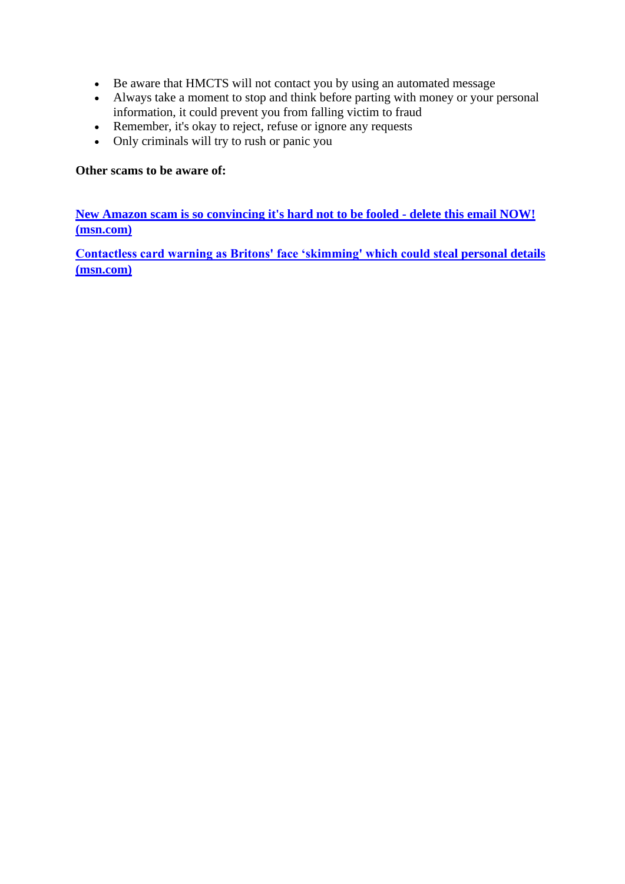- Be aware that HMCTS will not contact you by using an automated message
- Always take a moment to stop and think before parting with money or your personal information, it could prevent you from falling victim to fraud
- Remember, it's okay to reject, refuse or ignore any requests
- Only criminals will try to rush or panic you

**Other scams to be aware of:**

**New Amazon scam is so convincing it's hard not to be fooled - delete this email NOW! (msn.com)**

**Contactless card warning as Britons' face 'skimming' which could steal personal details (msn.com)**